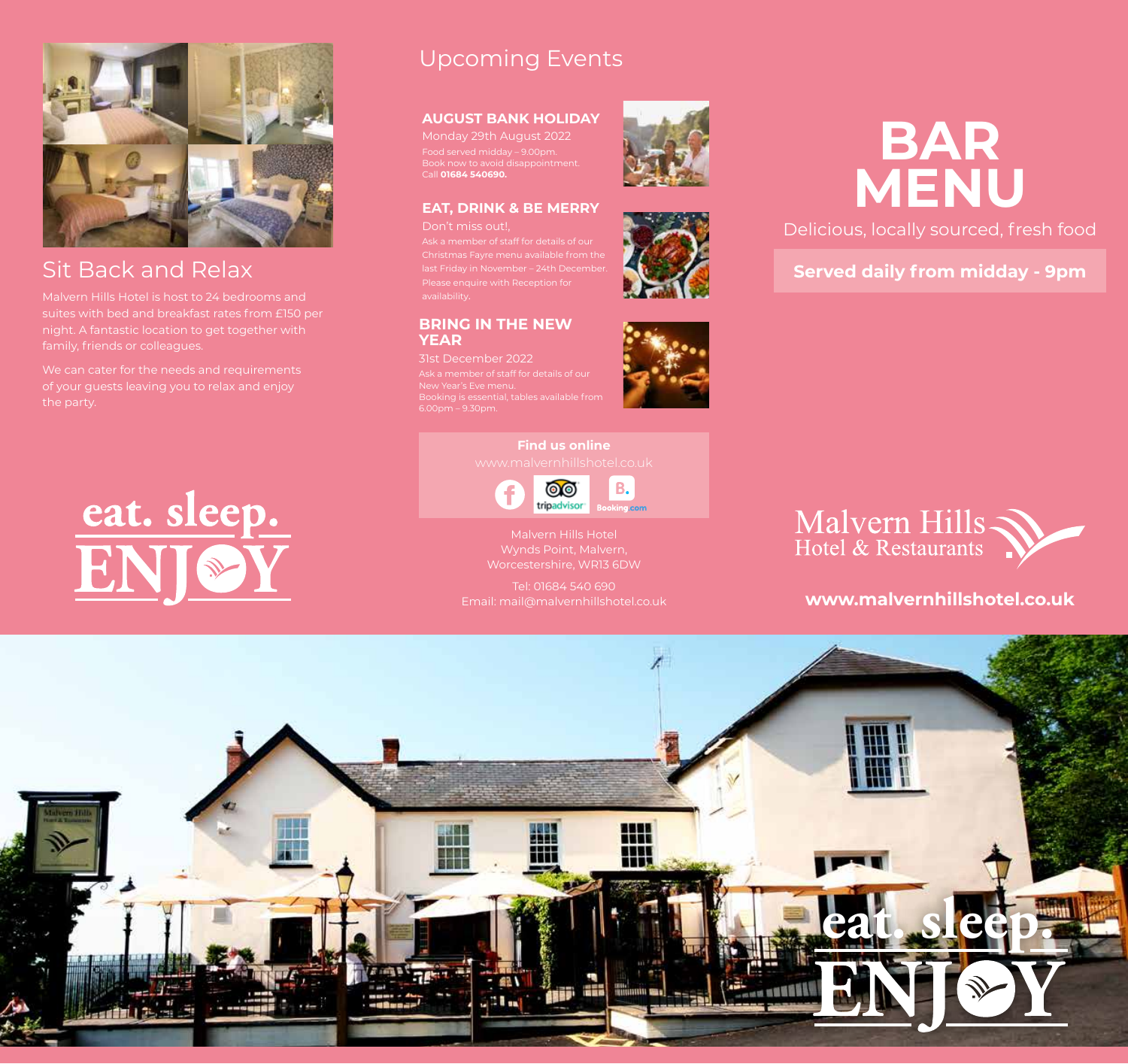## Sit Back and Relax

Malvern Hills Hotel is host to 24 bedrooms and suites with bed and breakfast rates from £150 per night. A fantastic location to get together with family, friends or colleagues.

We can cater for the needs and requirements of your guests leaving you to relax and enjoy the party.

eat. sleep. ENJOY

## Upcoming Events

### AUGUST BANK HOLIDAY

Monday 29th August 2022

Food served midday – 9.00pm.
Book now to avoid disappointment.
Call **01684 540690.**

### EAT, DRINK & BE MERRY

Don't miss out!,

Ask a member of staff for details of our Christmas Fayre menu available from the last Friday in November – 24th December. Please enquire with Reception for availability.

### BRING IN THE NEW YEAR

31st December 2022

Ask a member of staff for details of our New Year's Eve menu.
Booking is essential, tables available from 6.00pm – 9.30pm.

**Find us online**

www.malvernhillshotel.co.uk

Malvern Hills Hotel
Wynds Point, Malvern,
Worcestershire, WR13 6DW

Tel: 01684 540 690
Email: mail@malvernhillshotel.co.uk

# BAR MENU

Delicious, locally sourced, fresh food

**Served daily from midday - 9pm**

Malvern Hills Hotel & Restaurants

**www.malvernhillshotel.co.uk**

eat. sleep. ENJOY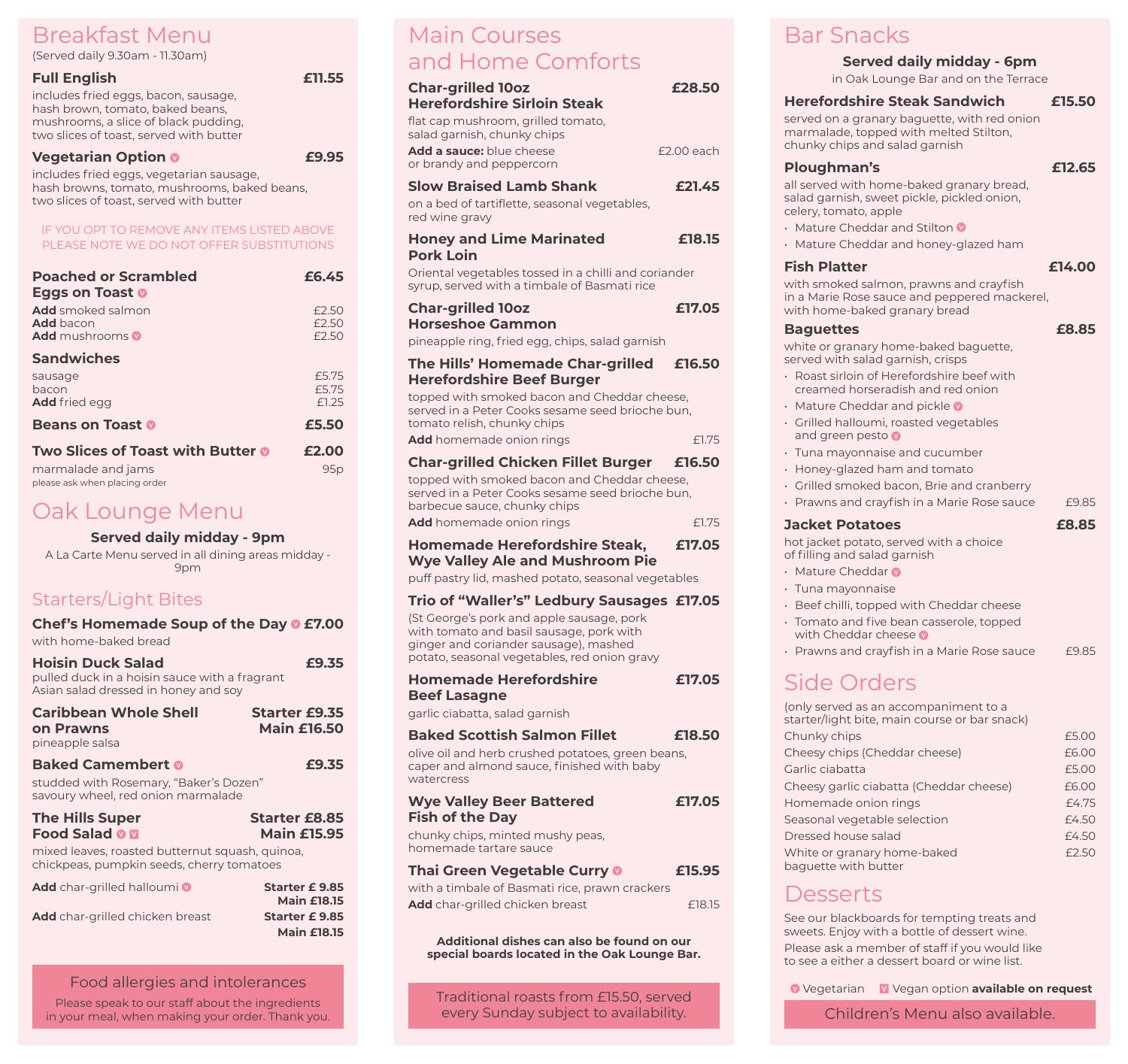# Breakfast Menu

(Served daily 9.30am - 11.30am)

**Full English** **£11.55**
includes fried eggs, bacon, sausage, hash brown, tomato, baked beans, mushrooms, a slice of black pudding, two slices of toast, served with butter

**Vegetarian Option** (V) **£9.95**
includes fried eggs, vegetarian sausage, hash browns, tomato, mushrooms, baked beans, two slices of toast, served with butter

IF YOU OPT TO REMOVE ANY ITEMS LISTED ABOVE PLEASE NOTE WE DO NOT OFFER SUBSTITUTIONS

**Poached or Scrambled Eggs on Toast** (V) **£6.45**

| | |
|---|---|
| **Add** smoked salmon | £2.50 |
| **Add** bacon | £2.50 |
| **Add** mushrooms (V) | £2.50 |

**Sandwiches**

| | |
|---|---|
| sausage | £5.75 |
| bacon | £5.75 |
| **Add** fried egg | £1.25 |

**Beans on Toast** (V) **£5.50**

**Two Slices of Toast with Butter** (V) **£2.00**
marmalade and jams 95p
please ask when placing order

# Oak Lounge Menu

**Served daily midday - 9pm**

A La Carte Menu served in all dining areas midday - 9pm

## Starters/Light Bites

**Chef's Homemade Soup of the Day** (V) **£7.00**
with home-baked bread

**Hoisin Duck Salad** **£9.35**
pulled duck in a hoisin sauce with a fragrant Asian salad dressed in honey and soy

**Caribbean Whole Shell on Prawns** **Starter £9.35** **Main £16.50**
pineapple salsa

**Baked Camembert** (V) **£9.35**
studded with Rosemary, "Baker's Dozen" savoury wheel, red onion marmalade

**The Hills Super Food Salad** (V) (Vegan) **Starter £8.85** **Main £15.95**
mixed leaves, roasted butternut squash, quinoa, chickpeas, pumpkin seeds, cherry tomatoes

| | |
|---|---|
| **Add** char-grilled halloumi (V) | **Starter £ 9.85** **Main £18.15** |
| **Add** char-grilled chicken breast | **Starter £ 9.85** **Main £18.15** |

**Food allergies and intolerances**

Please speak to our staff about the ingredients in your meal, when making your order. Thank you.

# Main Courses and Home Comforts

**Char-grilled 10oz Herefordshire Sirloin Steak** **£28.50**
flat cap mushroom, grilled tomato, salad garnish, chunky chips
**Add a sauce:** blue cheese or brandy and peppercorn £2.00 each

**Slow Braised Lamb Shank** **£21.45**
on a bed of tartiflette, seasonal vegetables, red wine gravy

**Honey and Lime Marinated Pork Loin** **£18.15**
Oriental vegetables tossed in a chilli and coriander syrup, served with a timbale of Basmati rice

**Char-grilled 10oz Horseshoe Gammon** **£17.05**
pineapple ring, fried egg, chips, salad garnish

**The Hills' Homemade Char-grilled Herefordshire Beef Burger** **£16.50**
topped with smoked bacon and Cheddar cheese, served in a Peter Cooks sesame seed brioche bun, tomato relish, chunky chips
**Add** homemade onion rings £1.75

**Char-grilled Chicken Fillet Burger** **£16.50**
topped with smoked bacon and Cheddar cheese, served in a Peter Cooks sesame seed brioche bun, barbecue sauce, chunky chips
**Add** homemade onion rings £1.75

**Homemade Herefordshire Steak, Wye Valley Ale and Mushroom Pie** **£17.05**
puff pastry lid, mashed potato, seasonal vegetables

**Trio of "Waller's" Ledbury Sausages** **£17.05**
(St George's pork and apple sausage, pork with tomato and basil sausage, pork with ginger and coriander sausage), mashed potato, seasonal vegetables, red onion gravy

**Homemade Herefordshire Beef Lasagne** **£17.05**
garlic ciabatta, salad garnish

**Baked Scottish Salmon Fillet** **£18.50**
olive oil and herb crushed potatoes, green beans, caper and almond sauce, finished with baby watercress

**Wye Valley Beer Battered Fish of the Day** **£17.05**
chunky chips, minted mushy peas, homemade tartare sauce

**Thai Green Vegetable Curry** (V) **£15.95**
with a timbale of Basmati rice, prawn crackers
**Add** char-grilled chicken breast £18.15

**Additional dishes can also be found on our special boards located in the Oak Lounge Bar.**

Traditional roasts from £15.50, served every Sunday subject to availability.

# Bar Snacks

**Served daily midday - 6pm**
in Oak Lounge Bar and on the Terrace

**Herefordshire Steak Sandwich** **£15.50**
served on a granary baguette, with red onion marmalade, topped with melted Stilton, chunky chips and salad garnish

**Ploughman's** **£12.65**
all served with home-baked granary bread, salad garnish, sweet pickle, pickled onion, celery, tomato, apple

- Mature Cheddar and Stilton (V)
- Mature Cheddar and honey-glazed ham

**Fish Platter** **£14.00**
with smoked salmon, prawns and crayfish in a Marie Rose sauce and peppered mackerel, with home-baked granary bread

**Baguettes** **£8.85**
white or granary home-baked baguette, served with salad garnish, crisps

- Roast sirloin of Herefordshire beef with creamed horseradish and red onion
- Mature Cheddar and pickle (V)
- Grilled halloumi, roasted vegetables and green pesto (V)
- Tuna mayonnaise and cucumber
- Honey-glazed ham and tomato
- Grilled smoked bacon, Brie and cranberry
- Prawns and crayfish in a Marie Rose sauce £9.85

**Jacket Potatoes** **£8.85**
hot jacket potato, served with a choice of filling and salad garnish

- Mature Cheddar (V)
- Tuna mayonnaise
- Beef chilli, topped with Cheddar cheese
- Tomato and five bean casserole, topped with Cheddar cheese (V)
- Prawns and crayfish in a Marie Rose sauce £9.85

# Side Orders

(only served as an accompaniment to a starter/light bite, main course or bar snack)

| | |
|---|---|
| Chunky chips | £5.00 |
| Cheesy chips (Cheddar cheese) | £6.00 |
| Garlic ciabatta | £5.00 |
| Cheesy garlic ciabatta (Cheddar cheese) | £6.00 |
| Homemade onion rings | £4.75 |
| Seasonal vegetable selection | £4.50 |
| Dressed house salad | £4.50 |
| White or granary home-baked baguette with butter | £2.50 |

# Desserts

See our blackboards for tempting treats and sweets. Enjoy with a bottle of dessert wine.

Please ask a member of staff if you would like to see a either a dessert board or wine list.

(V) Vegetarian (Vegan) Vegan option **available on request**

Children's Menu also available.